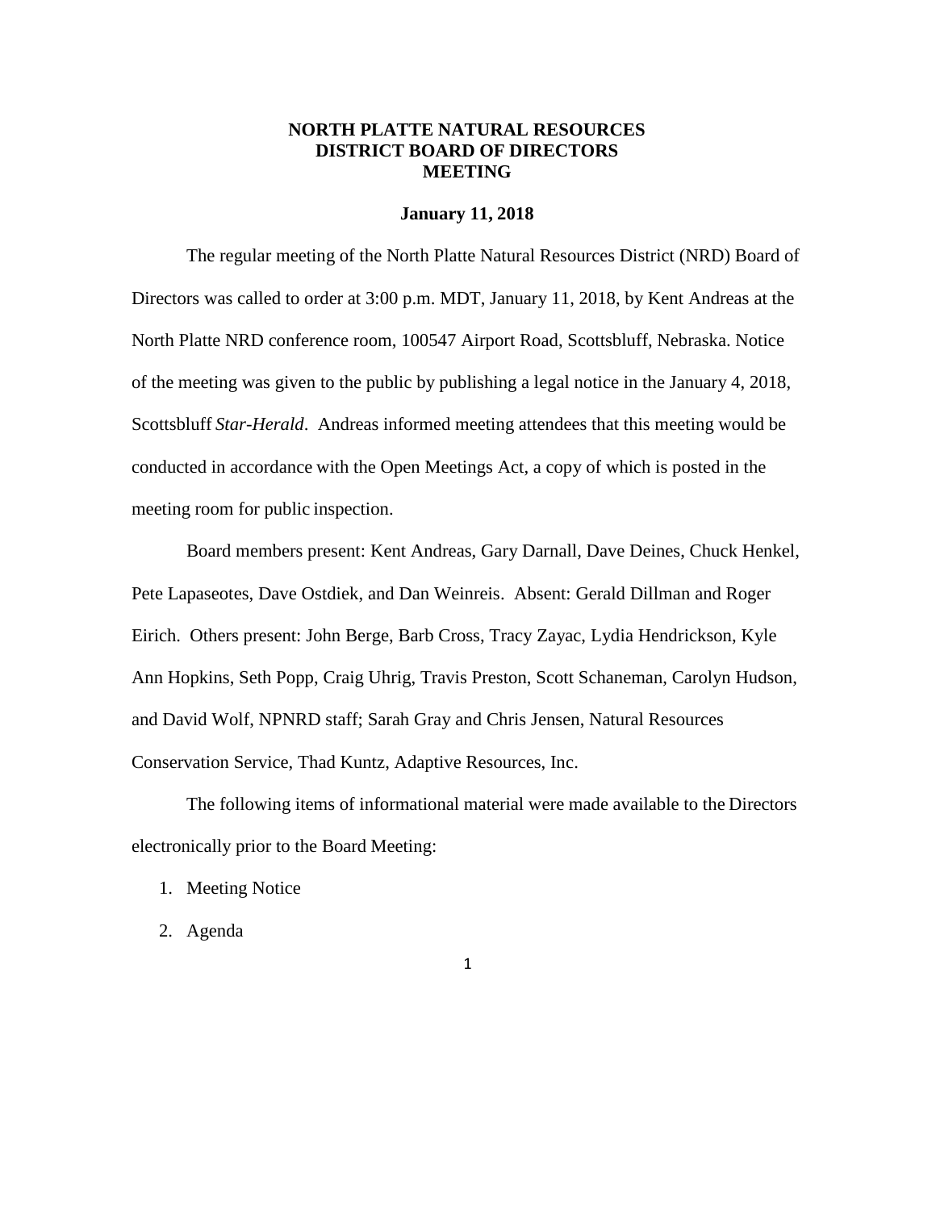# NORTH PLATTE NATURAL RESOURCES DISTRICT BOARD OF DIRECTORS MEETING

**January 11, 2018**

The regular meeting of the North Platte Natural Resources District (NRD) Board of Directors was called to order at 3:00 p.m. MDT, January 11, 2018, by Kent Andreas at the North Platte NRD conference room, 100547 Airport Road, Scottsbluff, Nebraska. Notice of the meeting was given to the public by publishing a legal notice in the January 4, 2018, Scottsbluff *Star-Herald*. Andreas informed meeting attendees that this meeting would be conducted in accordance with the Open Meetings Act, a copy of which is posted in the meeting room for public inspection.

Board members present: Kent Andreas, Gary Darnall, Dave Deines, Chuck Henkel, Pete Lapaseotes, Dave Ostdiek, and Dan Weinreis. Absent: Gerald Dillman and Roger Eirich. Others present: John Berge, Barb Cross, Tracy Zayac, Lydia Hendrickson, Kyle Ann Hopkins, Seth Popp, Craig Uhrig, Travis Preston, Scott Schaneman, Carolyn Hudson, and David Wolf, NPNRD staff; Sarah Gray and Chris Jensen, Natural Resources Conservation Service, Thad Kuntz, Adaptive Resources, Inc.

The following items of informational material were made available to the Directors electronically prior to the Board Meeting:

1. Meeting Notice
2. Agenda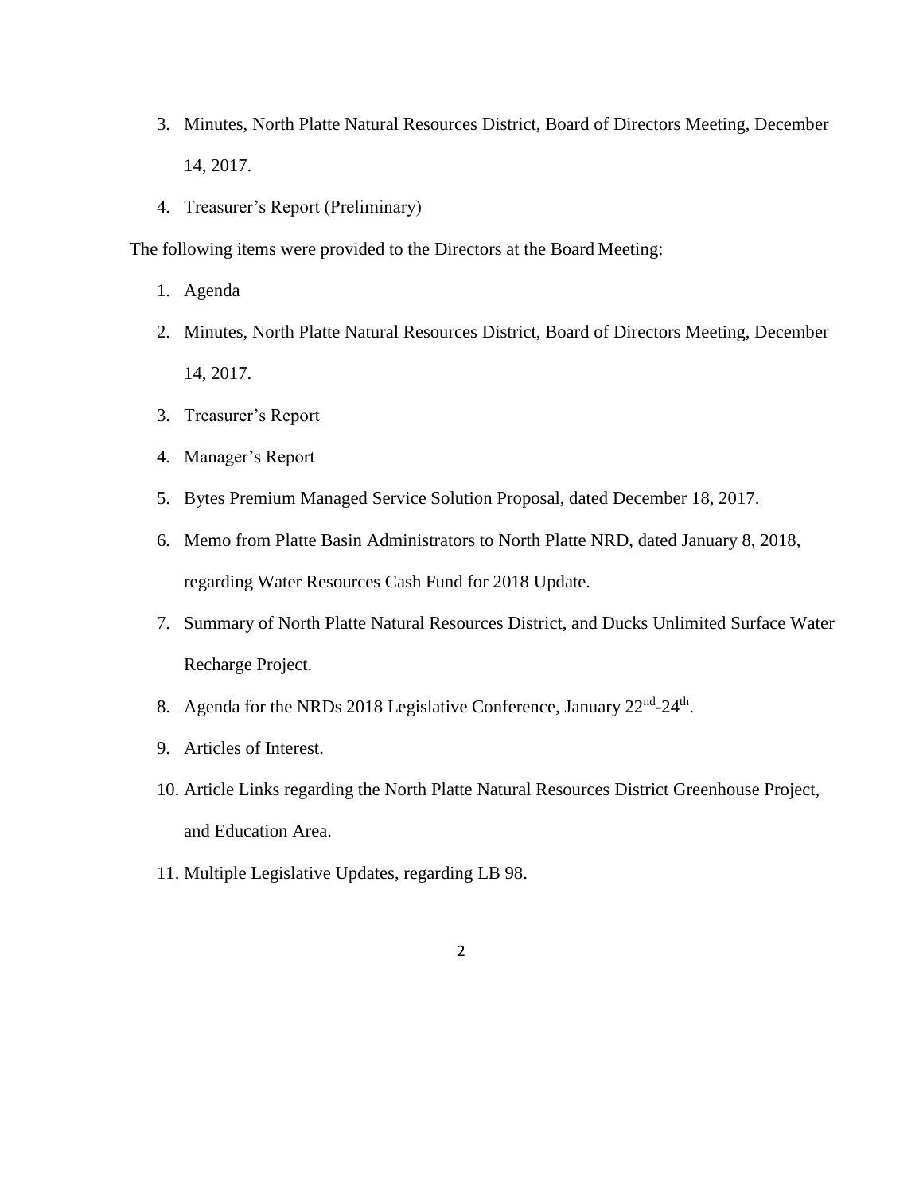3. Minutes, North Platte Natural Resources District, Board of Directors Meeting, December 14, 2017.
4. Treasurer's Report (Preliminary)

The following items were provided to the Directors at the Board Meeting:

1. Agenda
2. Minutes, North Platte Natural Resources District, Board of Directors Meeting, December 14, 2017.
3. Treasurer's Report
4. Manager's Report
5. Bytes Premium Managed Service Solution Proposal, dated December 18, 2017.
6. Memo from Platte Basin Administrators to North Platte NRD, dated January 8, 2018, regarding Water Resources Cash Fund for 2018 Update.
7. Summary of North Platte Natural Resources District, and Ducks Unlimited Surface Water Recharge Project.
8. Agenda for the NRDs 2018 Legislative Conference, January 22nd-24th.
9. Articles of Interest.
10. Article Links regarding the North Platte Natural Resources District Greenhouse Project, and Education Area.
11. Multiple Legislative Updates, regarding LB 98.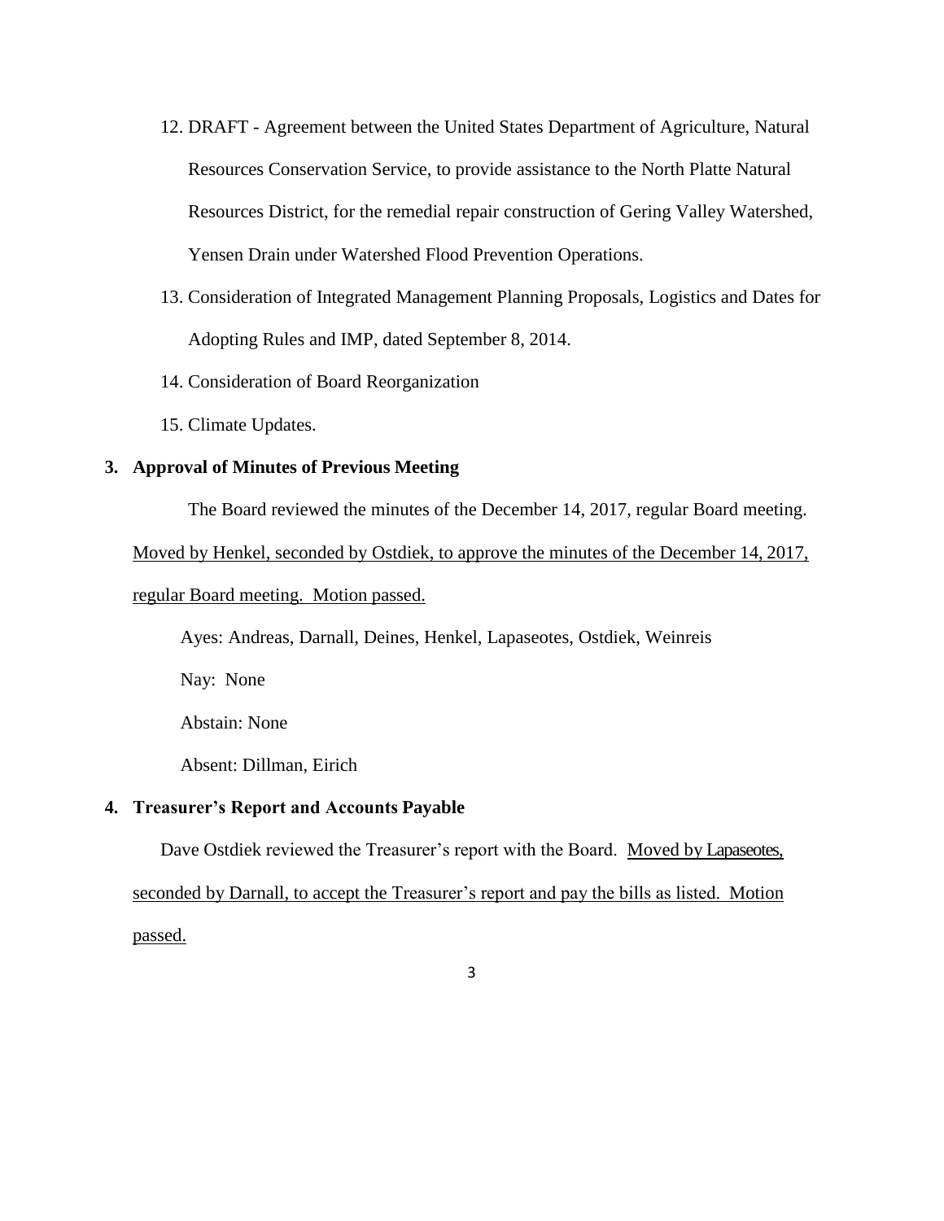12. DRAFT - Agreement between the United States Department of Agriculture, Natural Resources Conservation Service, to provide assistance to the North Platte Natural Resources District, for the remedial repair construction of Gering Valley Watershed, Yensen Drain under Watershed Flood Prevention Operations.
13. Consideration of Integrated Management Planning Proposals, Logistics and Dates for Adopting Rules and IMP, dated September 8, 2014.
14. Consideration of Board Reorganization
15. Climate Updates.

**3. Approval of Minutes of Previous Meeting**

The Board reviewed the minutes of the December 14, 2017, regular Board meeting. Moved by Henkel, seconded by Ostdiek, to approve the minutes of the December 14, 2017, regular Board meeting. Motion passed.

Ayes: Andreas, Darnall, Deines, Henkel, Lapaseotes, Ostdiek, Weinreis

Nay: None

Abstain: None

Absent: Dillman, Eirich

**4. Treasurer's Report and Accounts Payable**

Dave Ostdiek reviewed the Treasurer's report with the Board. Moved by Lapaseotes, seconded by Darnall, to accept the Treasurer's report and pay the bills as listed. Motion passed.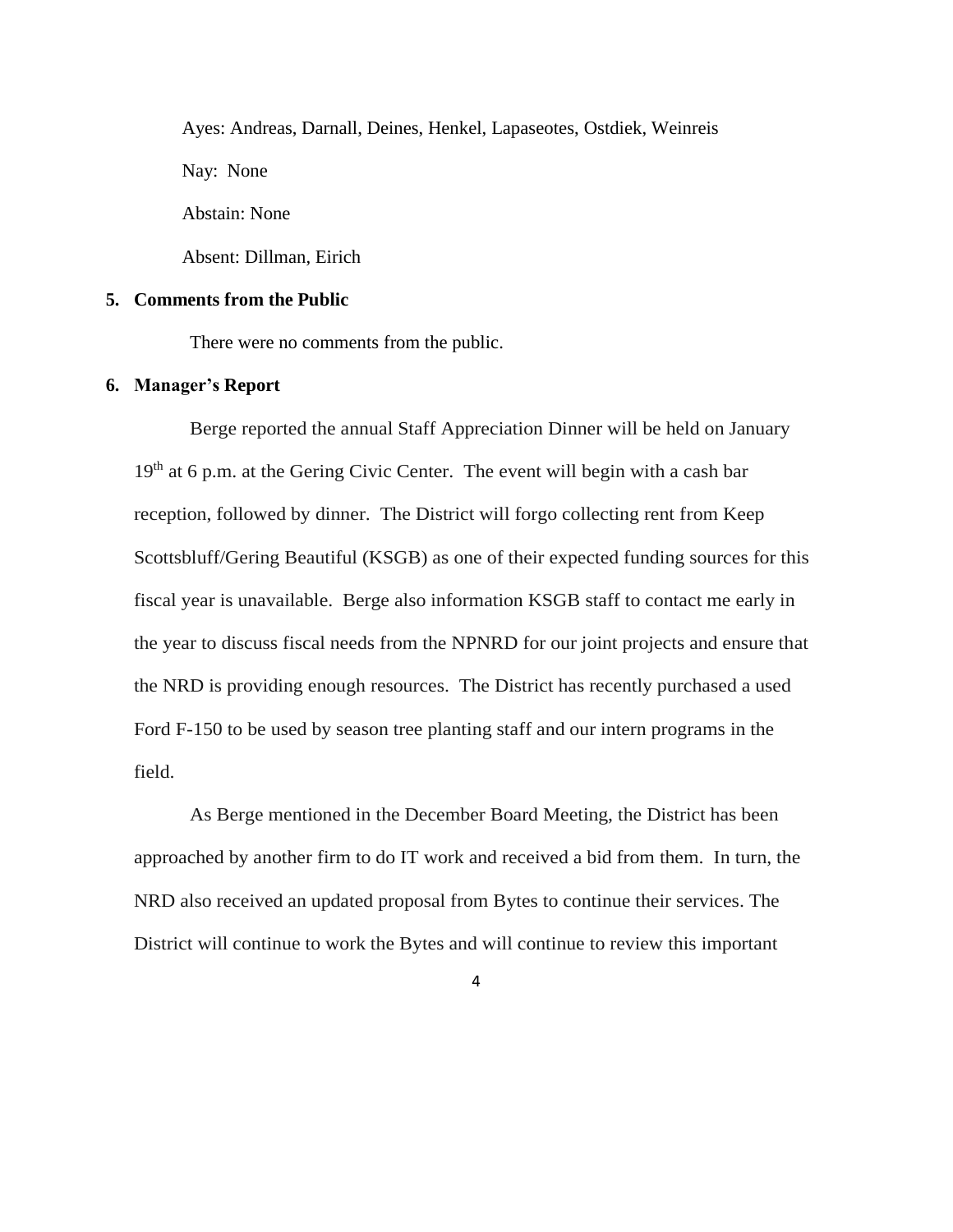Ayes: Andreas, Darnall, Deines, Henkel, Lapaseotes, Ostdiek, Weinreis

Nay: None

Abstain: None

Absent: Dillman, Eirich

**5. Comments from the Public**

There were no comments from the public.

**6. Manager's Report**

Berge reported the annual Staff Appreciation Dinner will be held on January 19th at 6 p.m. at the Gering Civic Center. The event will begin with a cash bar reception, followed by dinner. The District will forgo collecting rent from Keep Scottsbluff/Gering Beautiful (KSGB) as one of their expected funding sources for this fiscal year is unavailable. Berge also information KSGB staff to contact me early in the year to discuss fiscal needs from the NPNRD for our joint projects and ensure that the NRD is providing enough resources. The District has recently purchased a used Ford F-150 to be used by season tree planting staff and our intern programs in the field.

As Berge mentioned in the December Board Meeting, the District has been approached by another firm to do IT work and received a bid from them. In turn, the NRD also received an updated proposal from Bytes to continue their services. The District will continue to work the Bytes and will continue to review this important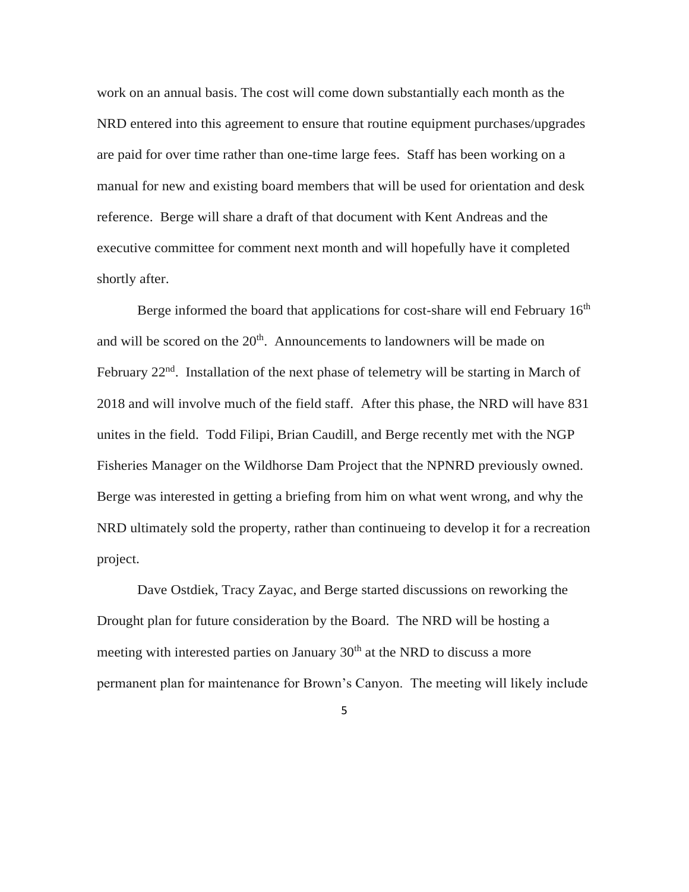work on an annual basis. The cost will come down substantially each month as the NRD entered into this agreement to ensure that routine equipment purchases/upgrades are paid for over time rather than one-time large fees. Staff has been working on a manual for new and existing board members that will be used for orientation and desk reference. Berge will share a draft of that document with Kent Andreas and the executive committee for comment next month and will hopefully have it completed shortly after.

Berge informed the board that applications for cost-share will end February 16th and will be scored on the 20th. Announcements to landowners will be made on February 22nd. Installation of the next phase of telemetry will be starting in March of 2018 and will involve much of the field staff. After this phase, the NRD will have 831 unites in the field. Todd Filipi, Brian Caudill, and Berge recently met with the NGP Fisheries Manager on the Wildhorse Dam Project that the NPNRD previously owned. Berge was interested in getting a briefing from him on what went wrong, and why the NRD ultimately sold the property, rather than continueing to develop it for a recreation project.

Dave Ostdiek, Tracy Zayac, and Berge started discussions on reworking the Drought plan for future consideration by the Board. The NRD will be hosting a meeting with interested parties on January 30th at the NRD to discuss a more permanent plan for maintenance for Brown's Canyon. The meeting will likely include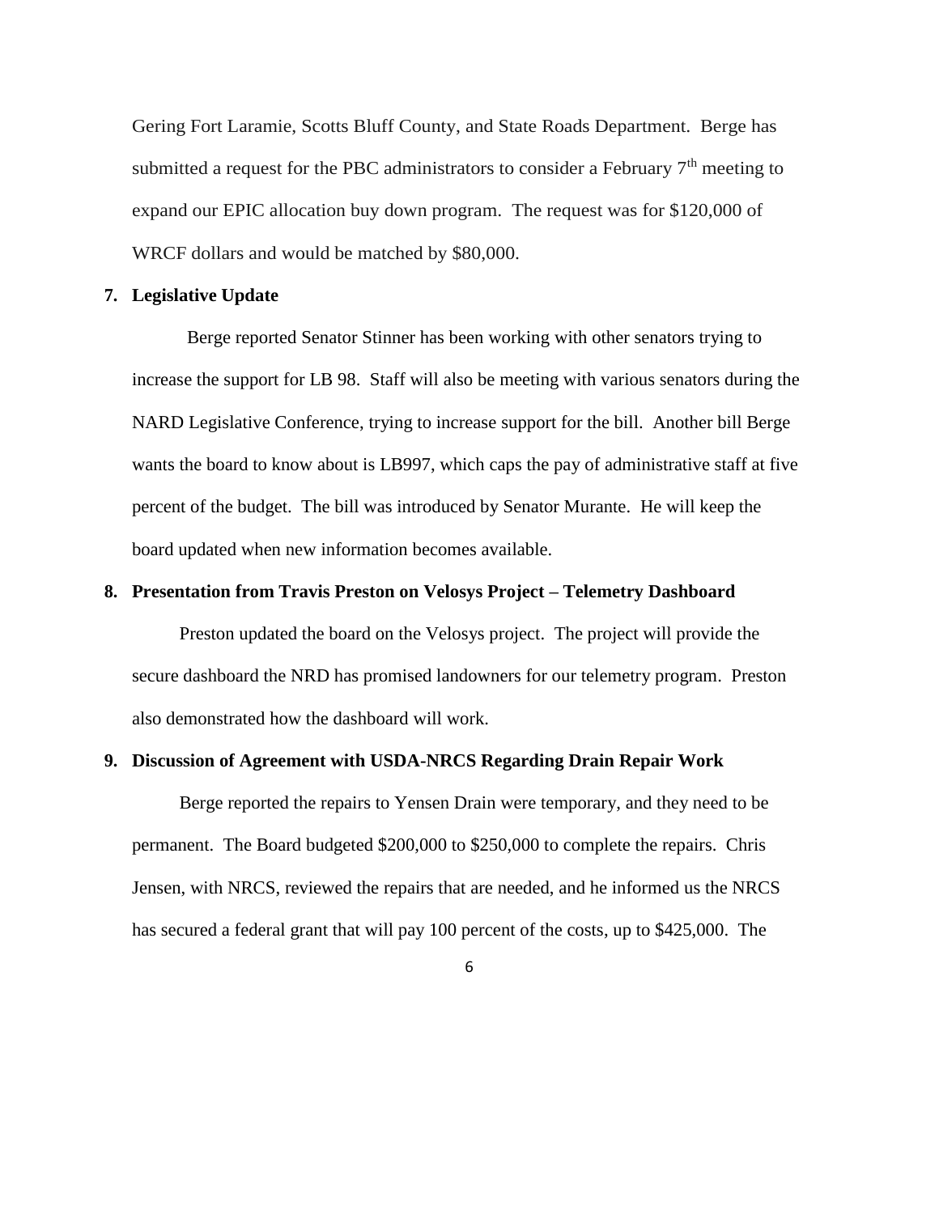Gering Fort Laramie, Scotts Bluff County, and State Roads Department. Berge has submitted a request for the PBC administrators to consider a February 7th meeting to expand our EPIC allocation buy down program. The request was for $120,000 of WRCF dollars and would be matched by $80,000.

**7. Legislative Update**

Berge reported Senator Stinner has been working with other senators trying to increase the support for LB 98. Staff will also be meeting with various senators during the NARD Legislative Conference, trying to increase support for the bill. Another bill Berge wants the board to know about is LB997, which caps the pay of administrative staff at five percent of the budget. The bill was introduced by Senator Murante. He will keep the board updated when new information becomes available.

**8. Presentation from Travis Preston on Velosys Project – Telemetry Dashboard**

Preston updated the board on the Velosys project. The project will provide the secure dashboard the NRD has promised landowners for our telemetry program. Preston also demonstrated how the dashboard will work.

**9. Discussion of Agreement with USDA-NRCS Regarding Drain Repair Work**

Berge reported the repairs to Yensen Drain were temporary, and they need to be permanent. The Board budgeted $200,000 to $250,000 to complete the repairs. Chris Jensen, with NRCS, reviewed the repairs that are needed, and he informed us the NRCS has secured a federal grant that will pay 100 percent of the costs, up to $425,000. The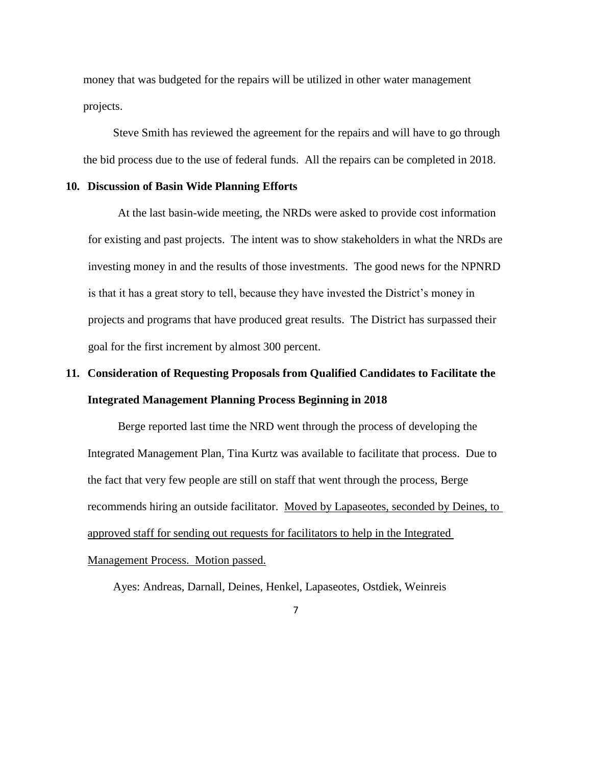money that was budgeted for the repairs will be utilized in other water management projects.

Steve Smith has reviewed the agreement for the repairs and will have to go through the bid process due to the use of federal funds. All the repairs can be completed in 2018.

**10. Discussion of Basin Wide Planning Efforts**

At the last basin-wide meeting, the NRDs were asked to provide cost information for existing and past projects. The intent was to show stakeholders in what the NRDs are investing money in and the results of those investments. The good news for the NPNRD is that it has a great story to tell, because they have invested the District's money in projects and programs that have produced great results. The District has surpassed their goal for the first increment by almost 300 percent.

**11. Consideration of Requesting Proposals from Qualified Candidates to Facilitate the Integrated Management Planning Process Beginning in 2018**

Berge reported last time the NRD went through the process of developing the Integrated Management Plan, Tina Kurtz was available to facilitate that process. Due to the fact that very few people are still on staff that went through the process, Berge recommends hiring an outside facilitator. Moved by Lapaseotes, seconded by Deines, to approved staff for sending out requests for facilitators to help in the Integrated Management Process. Motion passed.

Ayes: Andreas, Darnall, Deines, Henkel, Lapaseotes, Ostdiek, Weinreis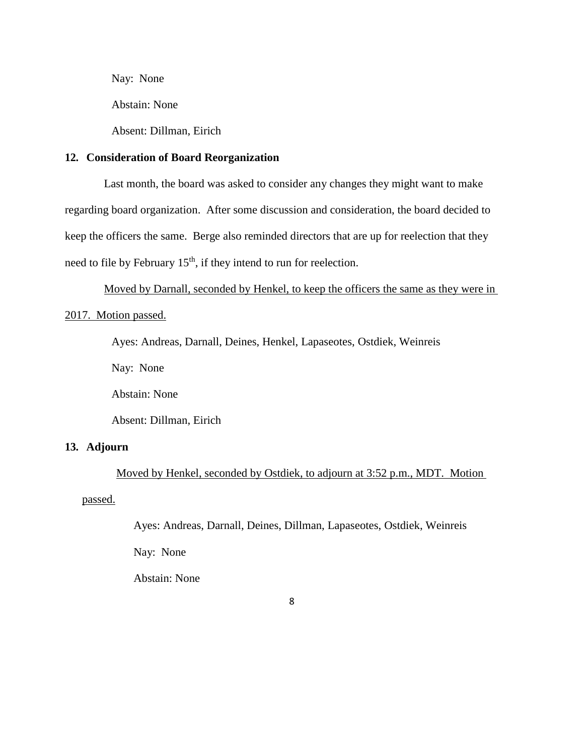Nay: None

Abstain: None

Absent: Dillman, Eirich

**12. Consideration of Board Reorganization**

Last month, the board was asked to consider any changes they might want to make regarding board organization. After some discussion and consideration, the board decided to keep the officers the same. Berge also reminded directors that are up for reelection that they need to file by February 15th, if they intend to run for reelection.

<u>Moved by Darnall, seconded by Henkel, to keep the officers the same as they were in 2017. Motion passed.</u>

Ayes: Andreas, Darnall, Deines, Henkel, Lapaseotes, Ostdiek, Weinreis

Nay: None

Abstain: None

Absent: Dillman, Eirich

**13. Adjourn**

<u>Moved by Henkel, seconded by Ostdiek, to adjourn at 3:52 p.m., MDT. Motion passed.</u>

Ayes: Andreas, Darnall, Deines, Dillman, Lapaseotes, Ostdiek, Weinreis

Nay: None

Abstain: None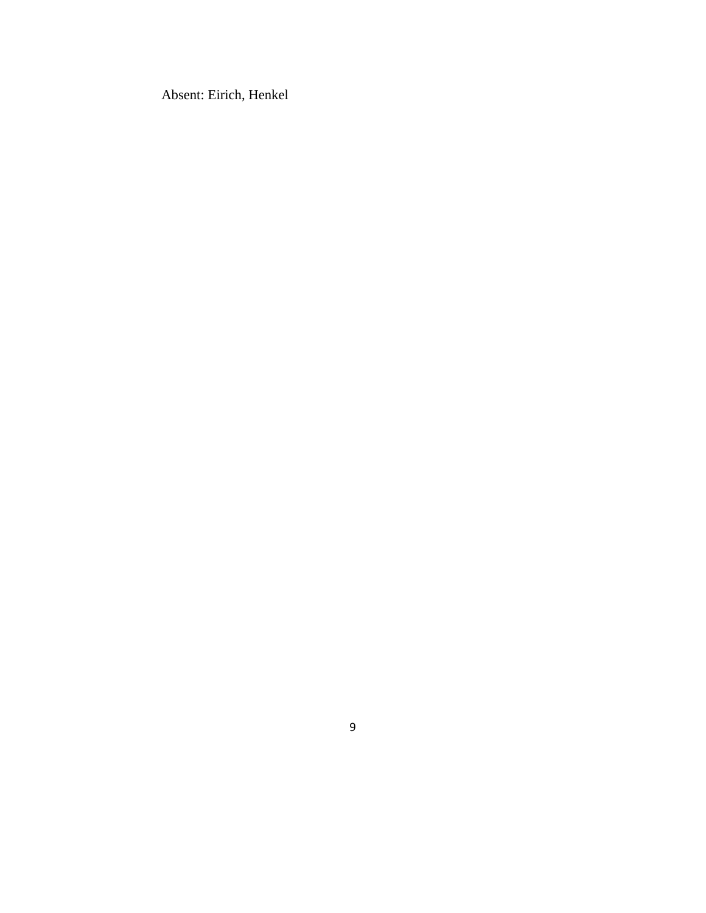Absent: Eirich, Henkel